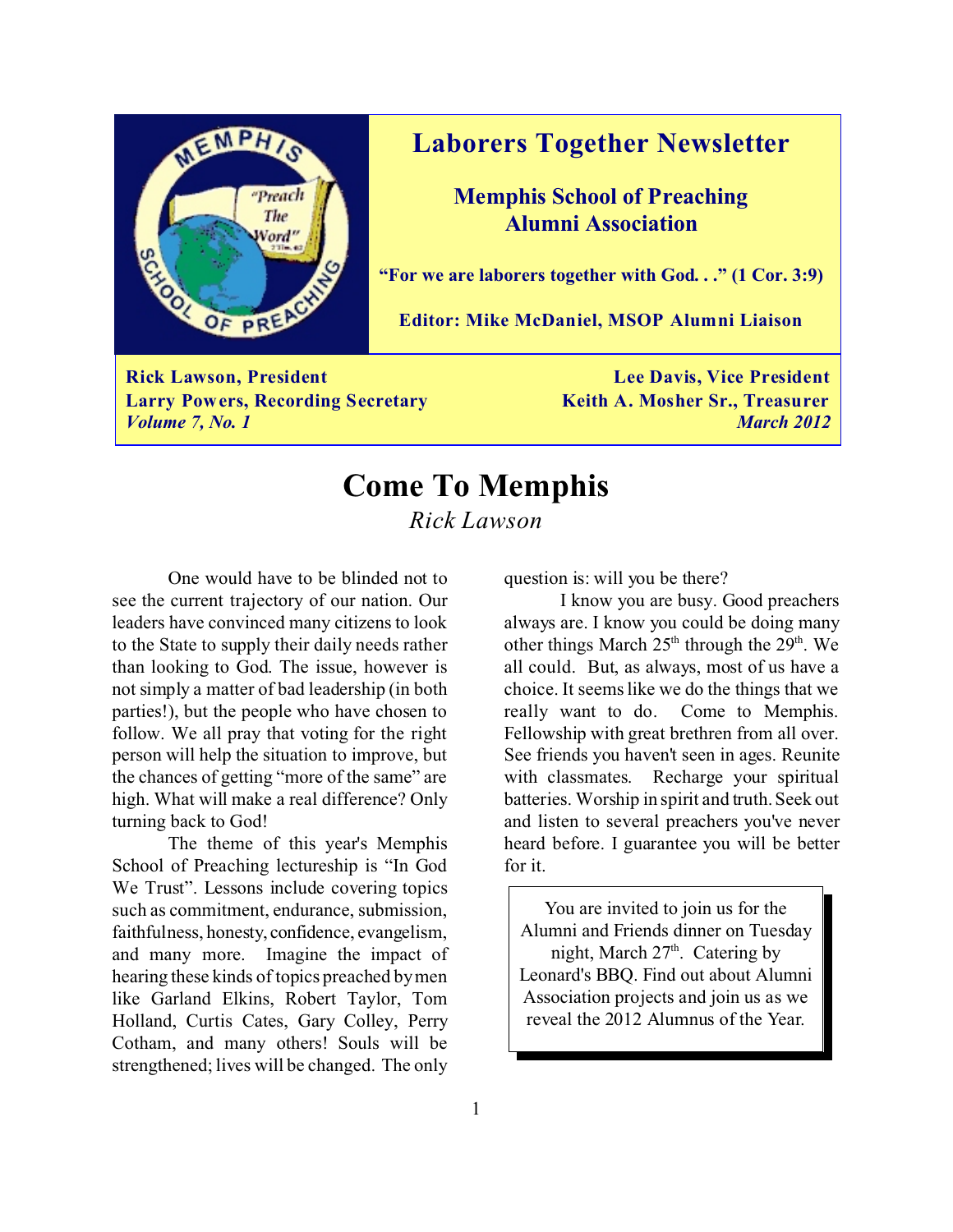# Laborers Together Newsletter

## Memphis School of Preaching Alumni Association

**"For we are laborers together with God. . ." (1 Cor. 3:9)**

**Editor: Mike McDaniel, MSOP Alumni Liaison**

**Rick Lawson, President** | **Lee Davis, Vice President**
**Larry Powers, Recording Secretary** | **Keith A. Mosher Sr., Treasurer**
***Volume 7, No. 1*** | ***March 2012***

# Come To Memphis

*Rick Lawson*

One would have to be blinded not to see the current trajectory of our nation. Our leaders have convinced many citizens to look to the State to supply their daily needs rather than looking to God. The issue, however is not simply a matter of bad leadership (in both parties!), but the people who have chosen to follow. We all pray that voting for the right person will help the situation to improve, but the chances of getting "more of the same" are high. What will make a real difference? Only turning back to God!

The theme of this year's Memphis School of Preaching lectureship is "In God We Trust". Lessons include covering topics such as commitment, endurance, submission, faithfulness, honesty, confidence, evangelism, and many more. Imagine the impact of hearing these kinds of topics preached by men like Garland Elkins, Robert Taylor, Tom Holland, Curtis Cates, Gary Colley, Perry Cotham, and many others! Souls will be strengthened; lives will be changed. The only question is: will you be there?

I know you are busy. Good preachers always are. I know you could be doing many other things March 25th through the 29th. We all could. But, as always, most of us have a choice. It seems like we do the things that we really want to do. Come to Memphis. Fellowship with great brethren from all over. See friends you haven't seen in ages. Reunite with classmates. Recharge your spiritual batteries. Worship in spirit and truth. Seek out and listen to several preachers you've never heard before. I guarantee you will be better for it.

> You are invited to join us for the Alumni and Friends dinner on Tuesday night, March 27th. Catering by Leonard's BBQ. Find out about Alumni Association projects and join us as we reveal the 2012 Alumnus of the Year.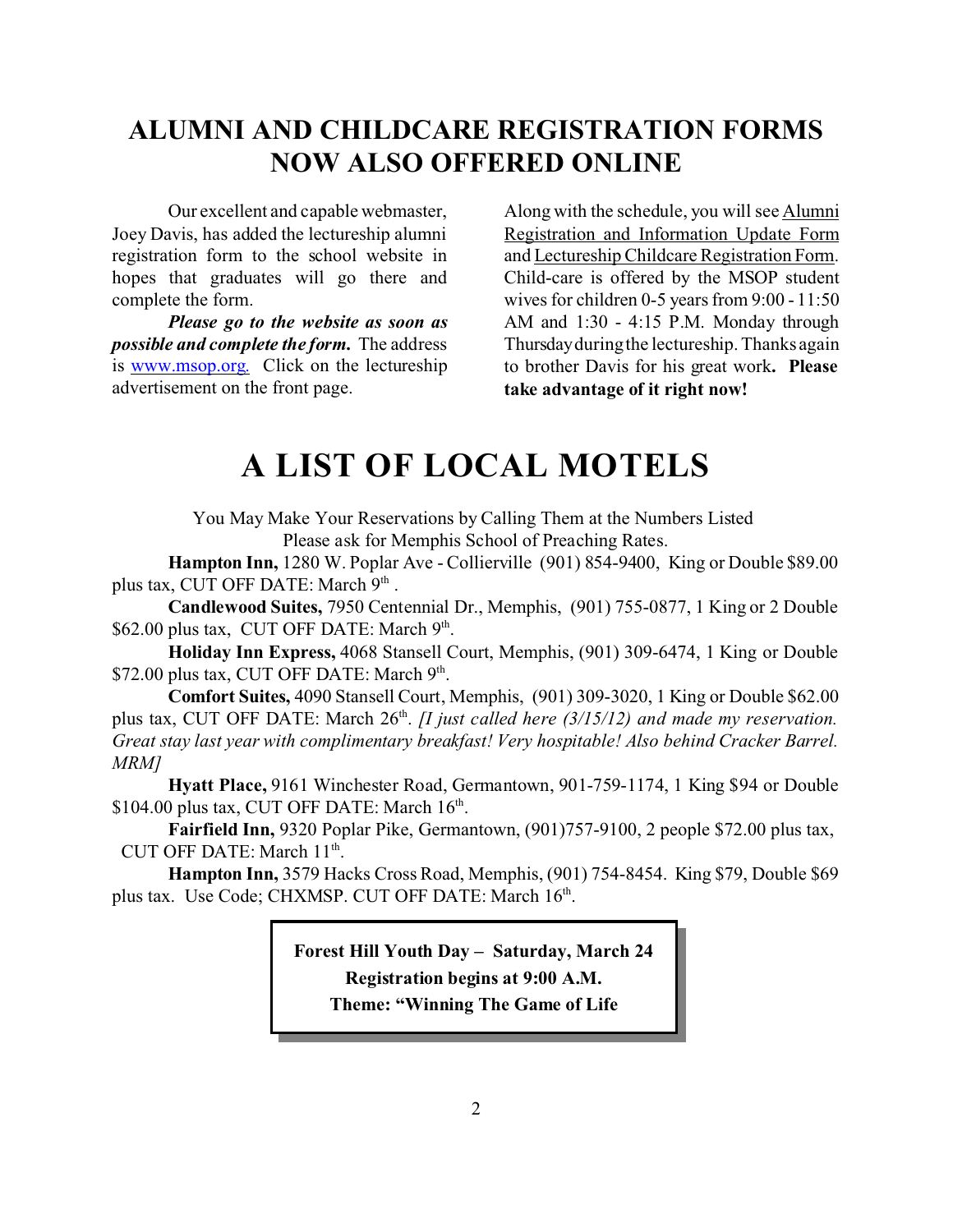## ALUMNI AND CHILDCARE REGISTRATION FORMS NOW ALSO OFFERED ONLINE

Our excellent and capable webmaster, Joey Davis, has added the lectureship alumni registration form to the school website in hopes that graduates will go there and complete the form.

***Please go to the website as soon as possible and complete the form.*** The address is www.msop.org. Click on the lectureship advertisement on the front page.

Along with the schedule, you will see Alumni Registration and Information Update Form and Lectureship Childcare Registration Form. Child-care is offered by the MSOP student wives for children 0-5 years from 9:00 - 11:50 AM and 1:30 - 4:15 P.M. Monday through Thursday during the lectureship. Thanks again to brother Davis for his great work**. Please take advantage of it right now!**

# A LIST OF LOCAL MOTELS

You May Make Your Reservations by Calling Them at the Numbers Listed
Please ask for Memphis School of Preaching Rates.

**Hampton Inn,** 1280 W. Poplar Ave - Collierville (901) 854-9400, King or Double $89.00 plus tax, CUT OFF DATE: March 9th .

**Candlewood Suites,** 7950 Centennial Dr., Memphis, (901) 755-0877, 1 King or 2 Double $62.00 plus tax, CUT OFF DATE: March 9th.

**Holiday Inn Express,** 4068 Stansell Court, Memphis, (901) 309-6474, 1 King or Double $72.00 plus tax, CUT OFF DATE: March 9th.

**Comfort Suites,** 4090 Stansell Court, Memphis, (901) 309-3020, 1 King or Double $62.00 plus tax, CUT OFF DATE: March 26th. *[I just called here (3/15/12) and made my reservation. Great stay last year with complimentary breakfast! Very hospitable! Also behind Cracker Barrel. MRM]*

**Hyatt Place,** 9161 Winchester Road, Germantown, 901-759-1174, 1 King $94 or Double $104.00 plus tax, CUT OFF DATE: March 16th.

**Fairfield Inn,** 9320 Poplar Pike, Germantown, (901)757-9100, 2 people $72.00 plus tax, CUT OFF DATE: March 11th.

**Hampton Inn,** 3579 Hacks Cross Road, Memphis, (901) 754-8454. King $79, Double $69 plus tax. Use Code; CHXMSP. CUT OFF DATE: March 16th.

**Forest Hill Youth Day – Saturday, March 24**
**Registration begins at 9:00 A.M.**
**Theme: "Winning The Game of Life**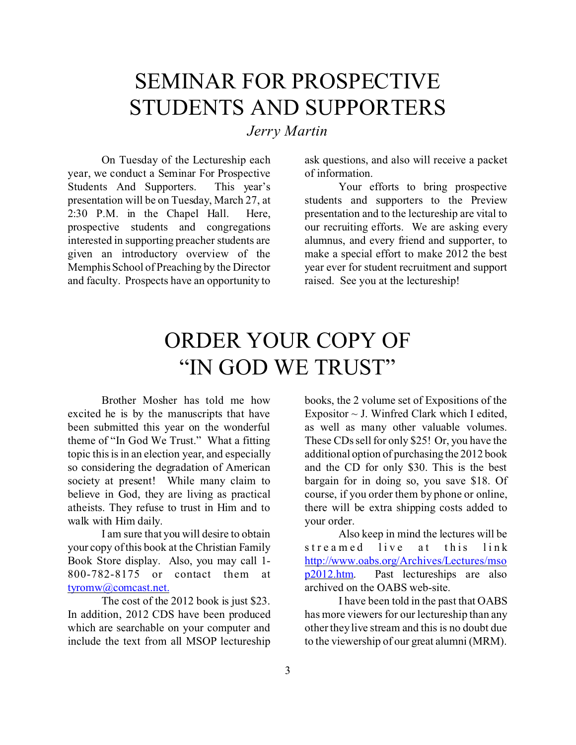# SEMINAR FOR PROSPECTIVE STUDENTS AND SUPPORTERS

*Jerry Martin*

On Tuesday of the Lectureship each year, we conduct a Seminar For Prospective Students And Supporters. This year's presentation will be on Tuesday, March 27, at 2:30 P.M. in the Chapel Hall. Here, prospective students and congregations interested in supporting preacher students are given an introductory overview of the Memphis School of Preaching by the Director and faculty. Prospects have an opportunity to ask questions, and also will receive a packet of information.

Your efforts to bring prospective students and supporters to the Preview presentation and to the lectureship are vital to our recruiting efforts. We are asking every alumnus, and every friend and supporter, to make a special effort to make 2012 the best year ever for student recruitment and support raised. See you at the lectureship!

# ORDER YOUR COPY OF "IN GOD WE TRUST"

Brother Mosher has told me how excited he is by the manuscripts that have been submitted this year on the wonderful theme of "In God We Trust." What a fitting topic this is in an election year, and especially so considering the degradation of American society at present! While many claim to believe in God, they are living as practical atheists. They refuse to trust in Him and to walk with Him daily.

I am sure that you will desire to obtain your copy of this book at the Christian Family Book Store display. Also, you may call 1-800-782-8175 or contact them at tyromw@comcast.net.

The cost of the 2012 book is just $23. In addition, 2012 CDS have been produced which are searchable on your computer and include the text from all MSOP lectureship books, the 2 volume set of Expositions of the Expositor ~ J. Winfred Clark which I edited, as well as many other valuable volumes. These CDs sell for only $25! Or, you have the additional option of purchasing the 2012 book and the CD for only $30. This is the best bargain for in doing so, you save $18. Of course, if you order them by phone or online, there will be extra shipping costs added to your order.

Also keep in mind the lectures will be streamed live at this link http://www.oabs.org/Archives/Lectures/msop2012.htm. Past lectureships are also archived on the OABS web-site.

I have been told in the past that OABS has more viewers for our lectureship than any other they live stream and this is no doubt due to the viewership of our great alumni (MRM).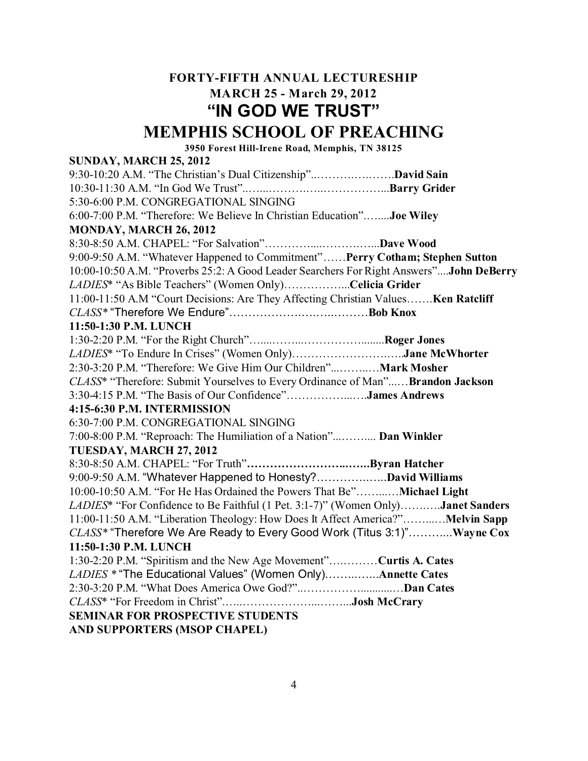**FORTY-FIFTH ANNUAL LECTURESHIP**

**MARCH 25 - March 29, 2012**

# "IN GOD WE TRUST"

# MEMPHIS SCHOOL OF PREACHING

**3950 Forest Hill-Irene Road, Memphis, TN 38125**

**SUNDAY, MARCH 25, 2012**

9:30-10:20 A.M. "The Christian's Dual Citizenship"..……….….…….**David Sain**

10:30-11:30 A.M. "In God We Trust"..…...……….…..……………...**Barry Grider**

5:30-6:00 P.M. CONGREGATIONAL SINGING

6:00-7:00 P.M. "Therefore: We Believe In Christian Education"…....**Joe Wiley**

**MONDAY, MARCH 26, 2012**

8:30-8:50 A.M. CHAPEL: "For Salvation"…………....………..…...**Dave Wood**

9:00-9:50 A.M. "Whatever Happened to Commitment"……**Perry Cotham; Stephen Sutton**

10:00-10:50 A.M. "Proverbs 25:2: A Good Leader Searchers For Right Answers"....**John DeBerry**

*LADIES*\* "As Bible Teachers" (Women Only)……………...**Celicia Grider**

11:00-11:50 A.M "Court Decisions: Are They Affecting Christian Values…….**Ken Ratcliff**

*CLASS\** "Therefore We Endure"………………….……..………**Bob Knox**

**11:50-1:30 P.M. LUNCH**

1:30-2:20 P.M. "For the Right Church"…....……...……………........**Roger Jones**

*LADIES*\* "To Endure In Crises" (Women Only)……………………….…..**Jane McWhorter**

2:30-3:20 P.M. "Therefore: We Give Him Our Children"...……..…**Mark Mosher**

*CLASS*\* "Therefore: Submit Yourselves to Every Ordinance of Man"...…**Brandon Jackson**

3:30-4:15 P.M. "The Basis of Our Confidence"……………...….**James Andrews**

**4:15-6:30 P.M. INTERMISSION**

6:30-7:00 P.M. CONGREGATIONAL SINGING

7:00-8:00 P.M. "Reproach: The Humiliation of a Nation"...…….... **Dan Winkler**

**TUESDAY, MARCH 27, 2012**

8:30-8:50 A.M. CHAPEL: "For Truth"**………………………...…...Byran Hatcher**

9:00-9:50 A.M. "Whatever Happened to Honesty?……………..…..**David Williams**

10:00-10:50 A.M. "For He Has Ordained the Powers That Be"……...…**Michael Light**

*LADIES*\* "For Confidence to Be Faithful (1 Pet. 3:1-7)" (Women Only)……..….**Janet Sanders**

11:00-11:50 A.M. "Liberation Theology: How Does It Affect America?"……...…**Melvin Sapp**

*CLASS\** "Therefore We Are Ready to Every Good Work (Titus 3:1)"………...**Wayne Cox**

**11:50-1:30 P.M. LUNCH**

1:30-2:20 P.M. "Spiritism and the New Age Movement"….………**Curtis A. Cates**

*LADIES* \* "The Educational Values" (Women Only)……..…...**Annette Cates**

2:30-3:20 P.M. "What Does America Owe God?"..……………..........…**Dan Cates**

*CLASS*\* "For Freedom in Christ"…...………………...……...**Josh McCrary**

**SEMINAR FOR PROSPECTIVE STUDENTS**
**AND SUPPORTERS (MSOP CHAPEL)**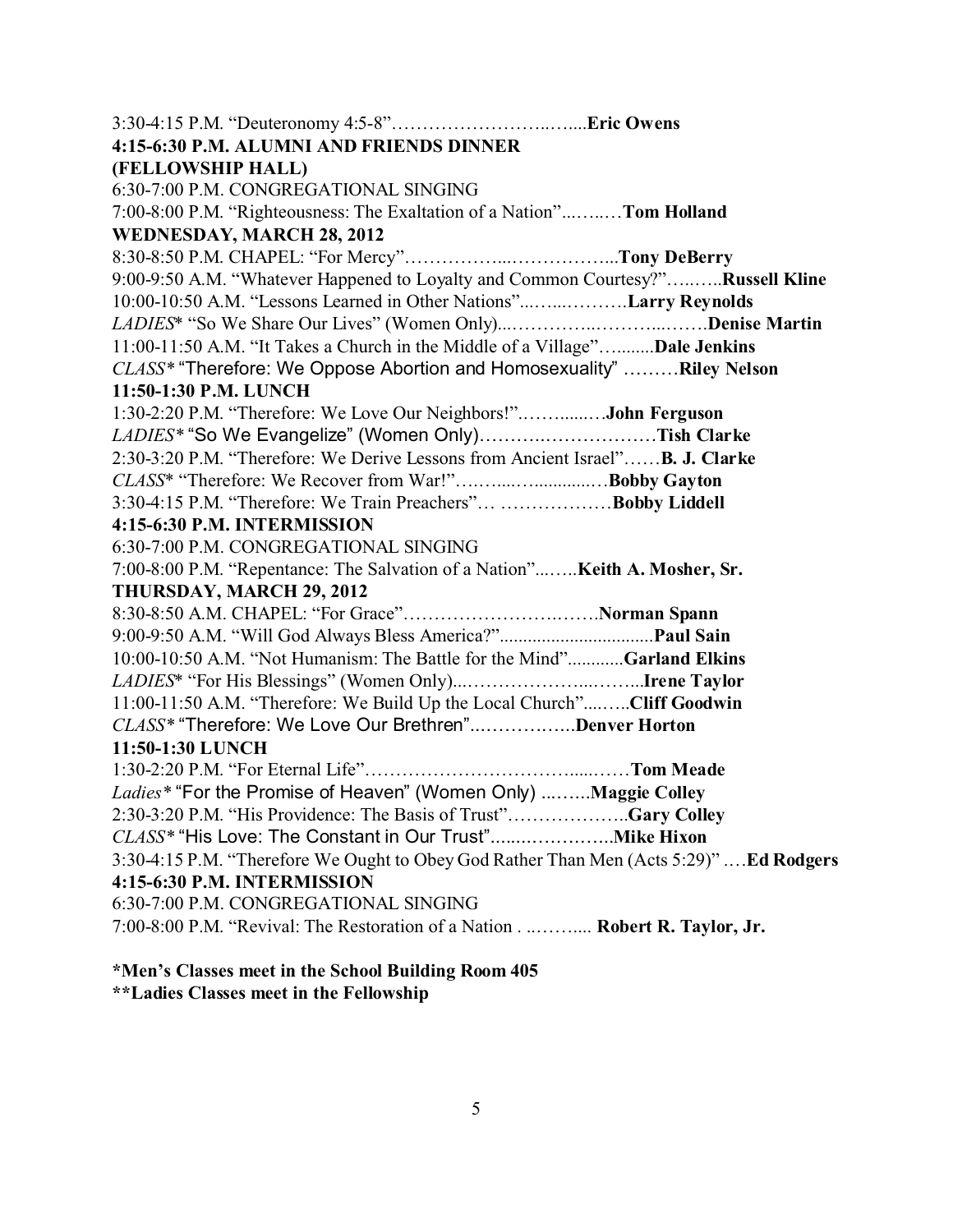3:30-4:15 P.M. "Deuteronomy 4:5-8"……………………..…....**Eric Owens**

**4:15-6:30 P.M. ALUMNI AND FRIENDS DINNER**
**(FELLOWSHIP HALL)**

6:30-7:00 P.M. CONGREGATIONAL SINGING

7:00-8:00 P.M. "Righteousness: The Exaltation of a Nation"...…..…**Tom Holland**

**WEDNESDAY, MARCH 28, 2012**

8:30-8:50 P.M. CHAPEL: "For Mercy"……………....……………...**Tony DeBerry**

9:00-9:50 A.M. "Whatever Happened to Loyalty and Common Courtesy?"…..…..**Russell Kline**

10:00-10:50 A.M. "Lessons Learned in Other Nations"...…...……….**Larry Reynolds**

*LADIES** "So We Share Our Lives" (Women Only)...…………..………...…….**Denise Martin**

11:00-11:50 A.M. "It Takes a Church in the Middle of a Village"….........**Dale Jenkins**

*CLASS** "Therefore: We Oppose Abortion and Homosexuality" ………**Riley Nelson**

**11:50-1:30 P.M. LUNCH**

1:30-2:20 P.M. "Therefore: We Love Our Neighbors!"……......….**John Ferguson**

*LADIES** "So We Evangelize" (Women Only)……….……………… **Tish Clarke**

2:30-3:20 P.M. "Therefore: We Derive Lessons from Ancient Israel"……**B. J. Clarke**

*CLASS** "Therefore: We Recover from War!"….……...….............…**Bobby Gayton**

3:30-4:15 P.M. "Therefore: We Train Preachers"… ………………**Bobby Liddell**

**4:15-6:30 P.M. INTERMISSION**

6:30-7:00 P.M. CONGREGATIONAL SINGING

7:00-8:00 P.M. "Repentance: The Salvation of a Nation"...…..**Keith A. Mosher, Sr.**

**THURSDAY, MARCH 29, 2012**

8:30-8:50 A.M. CHAPEL: "For Grace"……………………….…….**Norman Spann**

9:00-9:50 A.M. "Will God Always Bless America?"................................**Paul Sain**

10:00-10:50 A.M. "Not Humanism: The Battle for the Mind"............**Garland Elkins**

*LADIES** "For His Blessings" (Women Only)...………………...……...**Irene Taylor**

11:00-11:50 A.M. "Therefore: We Build Up the Local Church"....…..**Cliff Goodwin**

*CLASS** "Therefore: We Love Our Brethren"...…………..…..**Denver Horton**

**11:50-1:30 LUNCH**

1:30-2:20 P.M. "For Eternal Life"…………………………….....……**Tom Meade**

*Ladies** "For the Promise of Heaven" (Women Only) ...…...**Maggie Colley**

2:30-3:20 P.M. "His Providence: The Basis of Trust"………………..**Gary Colley**

*CLASS** "His Love: The Constant in Our Trust"........…………..**Mike Hixon**

3:30-4:15 P.M. "Therefore We Ought to Obey God Rather Than Men (Acts 5:29)" ….**Ed Rodgers**

**4:15-6:30 P.M. INTERMISSION**

6:30-7:00 P.M. CONGREGATIONAL SINGING

7:00-8:00 P.M. "Revival: The Restoration of a Nation . ..……... **Robert R. Taylor, Jr.**

**\*Men's Classes meet in the School Building Room 405**

**\*\*Ladies Classes meet in the Fellowship**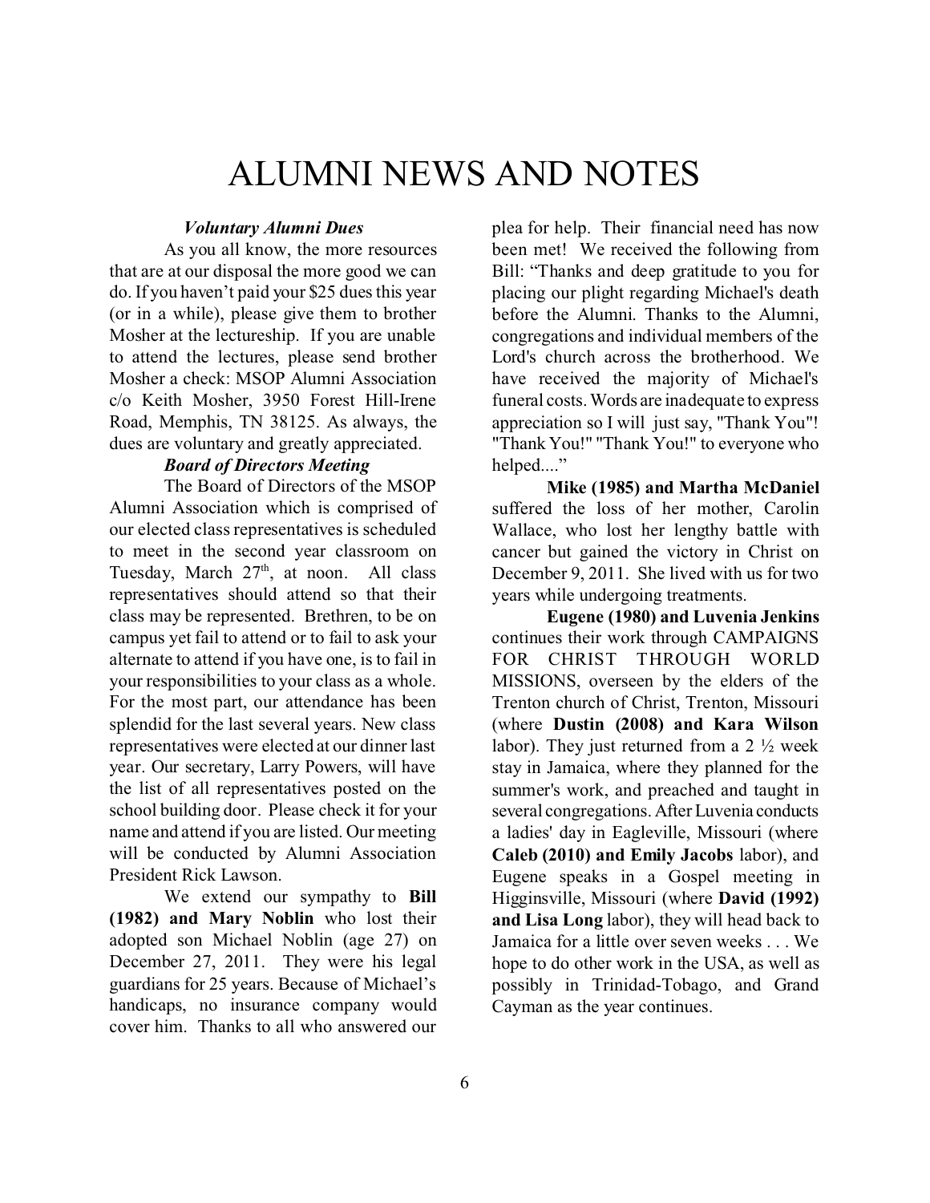# ALUMNI NEWS AND NOTES

***Voluntary Alumni Dues***

As you all know, the more resources that are at our disposal the more good we can do. If you haven't paid your $25 dues this year (or in a while), please give them to brother Mosher at the lectureship. If you are unable to attend the lectures, please send brother Mosher a check: MSOP Alumni Association c/o Keith Mosher, 3950 Forest Hill-Irene Road, Memphis, TN 38125. As always, the dues are voluntary and greatly appreciated.

***Board of Directors Meeting***

The Board of Directors of the MSOP Alumni Association which is comprised of our elected class representatives is scheduled to meet in the second year classroom on Tuesday, March 27th, at noon. All class representatives should attend so that their class may be represented. Brethren, to be on campus yet fail to attend or to fail to ask your alternate to attend if you have one, is to fail in your responsibilities to your class as a whole. For the most part, our attendance has been splendid for the last several years. New class representatives were elected at our dinner last year. Our secretary, Larry Powers, will have the list of all representatives posted on the school building door. Please check it for your name and attend if you are listed. Our meeting will be conducted by Alumni Association President Rick Lawson.

We extend our sympathy to **Bill (1982) and Mary Noblin** who lost their adopted son Michael Noblin (age 27) on December 27, 2011. They were his legal guardians for 25 years. Because of Michael's handicaps, no insurance company would cover him. Thanks to all who answered our plea for help. Their financial need has now been met! We received the following from Bill: "Thanks and deep gratitude to you for placing our plight regarding Michael's death before the Alumni. Thanks to the Alumni, congregations and individual members of the Lord's church across the brotherhood. We have received the majority of Michael's funeral costs. Words are inadequate to express appreciation so I will just say, "Thank You"! "Thank You!" "Thank You!" to everyone who helped...."

**Mike (1985) and Martha McDaniel** suffered the loss of her mother, Carolin Wallace, who lost her lengthy battle with cancer but gained the victory in Christ on December 9, 2011. She lived with us for two years while undergoing treatments.

**Eugene (1980) and Luvenia Jenkins** continues their work through CAMPAIGNS FOR CHRIST THROUGH WORLD MISSIONS, overseen by the elders of the Trenton church of Christ, Trenton, Missouri (where **Dustin (2008) and Kara Wilson** labor). They just returned from a 2 ½ week stay in Jamaica, where they planned for the summer's work, and preached and taught in several congregations. After Luvenia conducts a ladies' day in Eagleville, Missouri (where **Caleb (2010) and Emily Jacobs** labor), and Eugene speaks in a Gospel meeting in Higginsville, Missouri (where **David (1992) and Lisa Long** labor), they will head back to Jamaica for a little over seven weeks . . . We hope to do other work in the USA, as well as possibly in Trinidad-Tobago, and Grand Cayman as the year continues.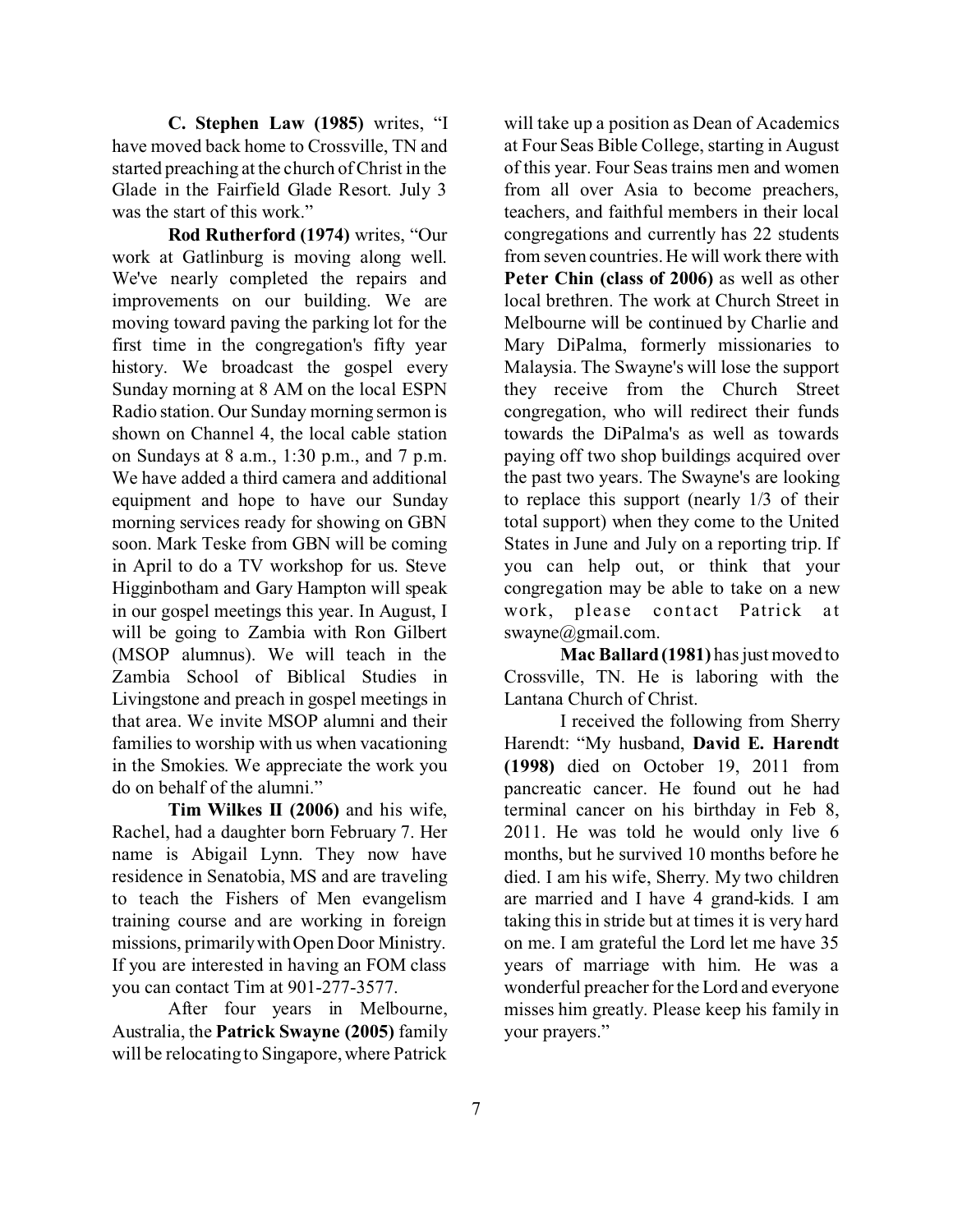**C. Stephen Law (1985)** writes, "I have moved back home to Crossville, TN and started preaching at the church of Christ in the Glade in the Fairfield Glade Resort. July 3 was the start of this work."

**Rod Rutherford (1974)** writes, "Our work at Gatlinburg is moving along well. We've nearly completed the repairs and improvements on our building. We are moving toward paving the parking lot for the first time in the congregation's fifty year history. We broadcast the gospel every Sunday morning at 8 AM on the local ESPN Radio station. Our Sunday morning sermon is shown on Channel 4, the local cable station on Sundays at 8 a.m., 1:30 p.m., and 7 p.m. We have added a third camera and additional equipment and hope to have our Sunday morning services ready for showing on GBN soon. Mark Teske from GBN will be coming in April to do a TV workshop for us. Steve Higginbotham and Gary Hampton will speak in our gospel meetings this year. In August, I will be going to Zambia with Ron Gilbert (MSOP alumnus). We will teach in the Zambia School of Biblical Studies in Livingstone and preach in gospel meetings in that area. We invite MSOP alumni and their families to worship with us when vacationing in the Smokies. We appreciate the work you do on behalf of the alumni."

**Tim Wilkes II (2006)** and his wife, Rachel, had a daughter born February 7. Her name is Abigail Lynn. They now have residence in Senatobia, MS and are traveling to teach the Fishers of Men evangelism training course and are working in foreign missions, primarily with Open Door Ministry. If you are interested in having an FOM class you can contact Tim at 901-277-3577.

After four years in Melbourne, Australia, the **Patrick Swayne (2005)** family will be relocating to Singapore, where Patrick will take up a position as Dean of Academics at Four Seas Bible College, starting in August of this year. Four Seas trains men and women from all over Asia to become preachers, teachers, and faithful members in their local congregations and currently has 22 students from seven countries. He will work there with **Peter Chin (class of 2006)** as well as other local brethren. The work at Church Street in Melbourne will be continued by Charlie and Mary DiPalma, formerly missionaries to Malaysia. The Swayne's will lose the support they receive from the Church Street congregation, who will redirect their funds towards the DiPalma's as well as towards paying off two shop buildings acquired over the past two years. The Swayne's are looking to replace this support (nearly 1/3 of their total support) when they come to the United States in June and July on a reporting trip. If you can help out, or think that your congregation may be able to take on a new work, please contact Patrick at swayne@gmail.com.

**Mac Ballard (1981)** has just moved to Crossville, TN. He is laboring with the Lantana Church of Christ.

I received the following from Sherry Harendt: "My husband, **David E. Harendt (1998)** died on October 19, 2011 from pancreatic cancer. He found out he had terminal cancer on his birthday in Feb 8, 2011. He was told he would only live 6 months, but he survived 10 months before he died. I am his wife, Sherry. My two children are married and I have 4 grand-kids. I am taking this in stride but at times it is very hard on me. I am grateful the Lord let me have 35 years of marriage with him. He was a wonderful preacher for the Lord and everyone misses him greatly. Please keep his family in your prayers."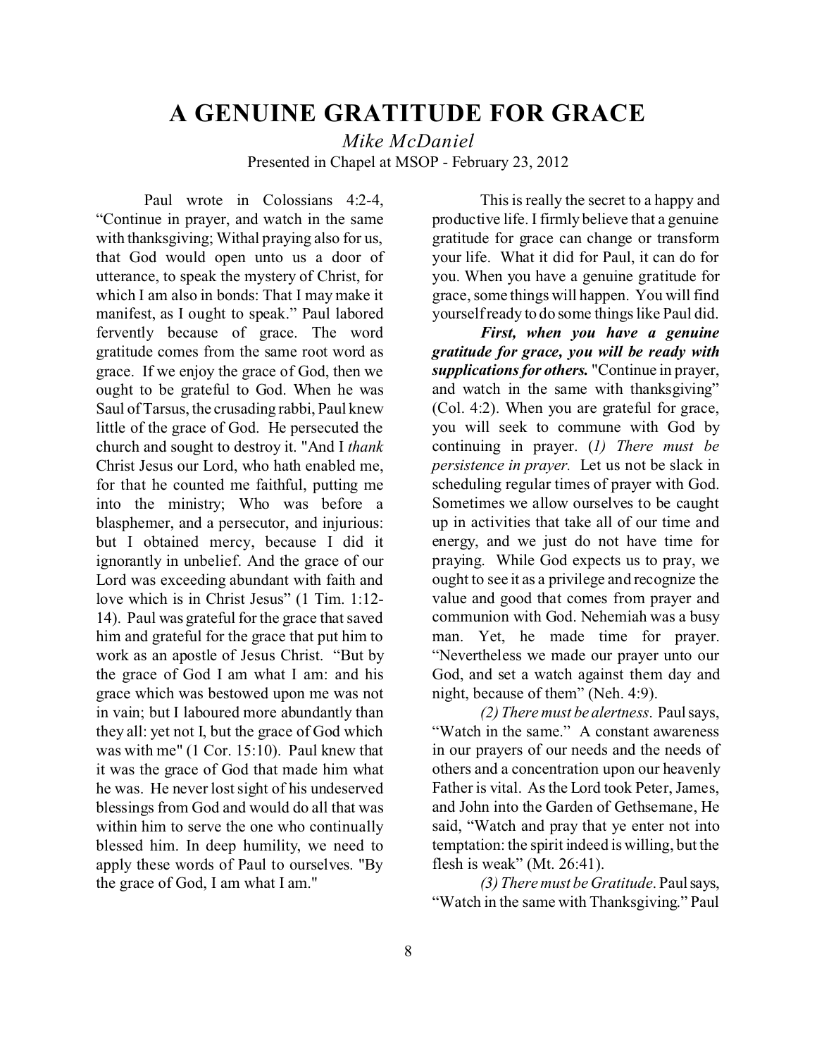# A GENUINE GRATITUDE FOR GRACE

*Mike McDaniel*

Presented in Chapel at MSOP - February 23, 2012

Paul wrote in Colossians 4:2-4, "Continue in prayer, and watch in the same with thanksgiving; Withal praying also for us, that God would open unto us a door of utterance, to speak the mystery of Christ, for which I am also in bonds: That I may make it manifest, as I ought to speak." Paul labored fervently because of grace. The word gratitude comes from the same root word as grace. If we enjoy the grace of God, then we ought to be grateful to God. When he was Saul of Tarsus, the crusading rabbi, Paul knew little of the grace of God. He persecuted the church and sought to destroy it. "And I *thank* Christ Jesus our Lord, who hath enabled me, for that he counted me faithful, putting me into the ministry; Who was before a blasphemer, and a persecutor, and injurious: but I obtained mercy, because I did it ignorantly in unbelief. And the grace of our Lord was exceeding abundant with faith and love which is in Christ Jesus" (1 Tim. 1:12-14). Paul was grateful for the grace that saved him and grateful for the grace that put him to work as an apostle of Jesus Christ. "But by the grace of God I am what I am: and his grace which was bestowed upon me was not in vain; but I laboured more abundantly than they all: yet not I, but the grace of God which was with me" (1 Cor. 15:10). Paul knew that it was the grace of God that made him what he was. He never lost sight of his undeserved blessings from God and would do all that was within him to serve the one who continually blessed him. In deep humility, we need to apply these words of Paul to ourselves. "By the grace of God, I am what I am."

This is really the secret to a happy and productive life. I firmly believe that a genuine gratitude for grace can change or transform your life. What it did for Paul, it can do for you. When you have a genuine gratitude for grace, some things will happen. You will find yourself ready to do some things like Paul did.

***First, when you have a genuine gratitude for grace, you will be ready with supplications for others.*** "Continue in prayer, and watch in the same with thanksgiving" (Col. 4:2). When you are grateful for grace, you will seek to commune with God by continuing in prayer. (*1) There must be persistence in prayer.* Let us not be slack in scheduling regular times of prayer with God. Sometimes we allow ourselves to be caught up in activities that take all of our time and energy, and we just do not have time for praying. While God expects us to pray, we ought to see it as a privilege and recognize the value and good that comes from prayer and communion with God. Nehemiah was a busy man. Yet, he made time for prayer. "Nevertheless we made our prayer unto our God, and set a watch against them day and night, because of them" (Neh. 4:9).

*(2) There must be alertness*. Paul says, "Watch in the same." A constant awareness in our prayers of our needs and the needs of others and a concentration upon our heavenly Father is vital. As the Lord took Peter, James, and John into the Garden of Gethsemane, He said, "Watch and pray that ye enter not into temptation: the spirit indeed is willing, but the flesh is weak" (Mt. 26:41).

*(3) There must be Gratitude*. Paul says, "Watch in the same with Thanksgiving." Paul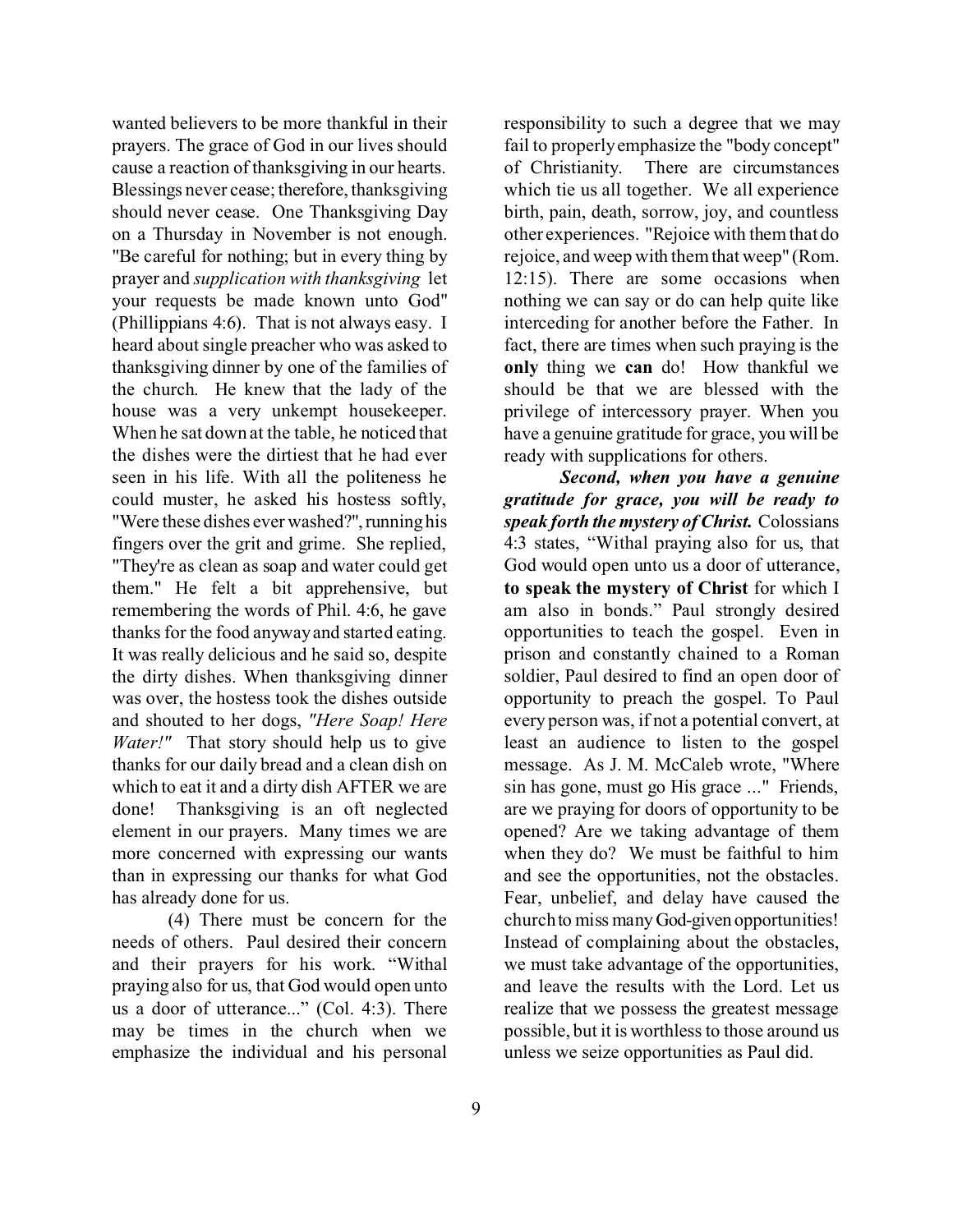wanted believers to be more thankful in their prayers. The grace of God in our lives should cause a reaction of thanksgiving in our hearts. Blessings never cease; therefore, thanksgiving should never cease. One Thanksgiving Day on a Thursday in November is not enough. "Be careful for nothing; but in every thing by prayer and *supplication with thanksgiving* let your requests be made known unto God" (Phillippians 4:6). That is not always easy. I heard about single preacher who was asked to thanksgiving dinner by one of the families of the church. He knew that the lady of the house was a very unkempt housekeeper. When he sat down at the table, he noticed that the dishes were the dirtiest that he had ever seen in his life. With all the politeness he could muster, he asked his hostess softly, "Were these dishes ever washed?", running his fingers over the grit and grime. She replied, "They're as clean as soap and water could get them." He felt a bit apprehensive, but remembering the words of Phil. 4:6, he gave thanks for the food anyway and started eating. It was really delicious and he said so, despite the dirty dishes. When thanksgiving dinner was over, the hostess took the dishes outside and shouted to her dogs, *"Here Soap! Here Water!"* That story should help us to give thanks for our daily bread and a clean dish on which to eat it and a dirty dish AFTER we are done! Thanksgiving is an oft neglected element in our prayers. Many times we are more concerned with expressing our wants than in expressing our thanks for what God has already done for us.

(4) There must be concern for the needs of others. Paul desired their concern and their prayers for his work. "Withal praying also for us, that God would open unto us a door of utterance..." (Col. 4:3). There may be times in the church when we emphasize the individual and his personal responsibility to such a degree that we may fail to properly emphasize the "body concept" of Christianity. There are circumstances which tie us all together. We all experience birth, pain, death, sorrow, joy, and countless other experiences. "Rejoice with them that do rejoice, and weep with them that weep" (Rom. 12:15). There are some occasions when nothing we can say or do can help quite like interceding for another before the Father. In fact, there are times when such praying is the **only** thing we **can** do! How thankful we should be that we are blessed with the privilege of intercessory prayer. When you have a genuine gratitude for grace, you will be ready with supplications for others.

***Second, when you have a genuine gratitude for grace, you will be ready to speak forth the mystery of Christ.*** Colossians 4:3 states, "Withal praying also for us, that God would open unto us a door of utterance, **to speak the mystery of Christ** for which I am also in bonds." Paul strongly desired opportunities to teach the gospel. Even in prison and constantly chained to a Roman soldier, Paul desired to find an open door of opportunity to preach the gospel. To Paul every person was, if not a potential convert, at least an audience to listen to the gospel message. As J. M. McCaleb wrote, "Where sin has gone, must go His grace ..." Friends, are we praying for doors of opportunity to be opened? Are we taking advantage of them when they do? We must be faithful to him and see the opportunities, not the obstacles. Fear, unbelief, and delay have caused the church to miss many God-given opportunities! Instead of complaining about the obstacles, we must take advantage of the opportunities, and leave the results with the Lord. Let us realize that we possess the greatest message possible, but it is worthless to those around us unless we seize opportunities as Paul did.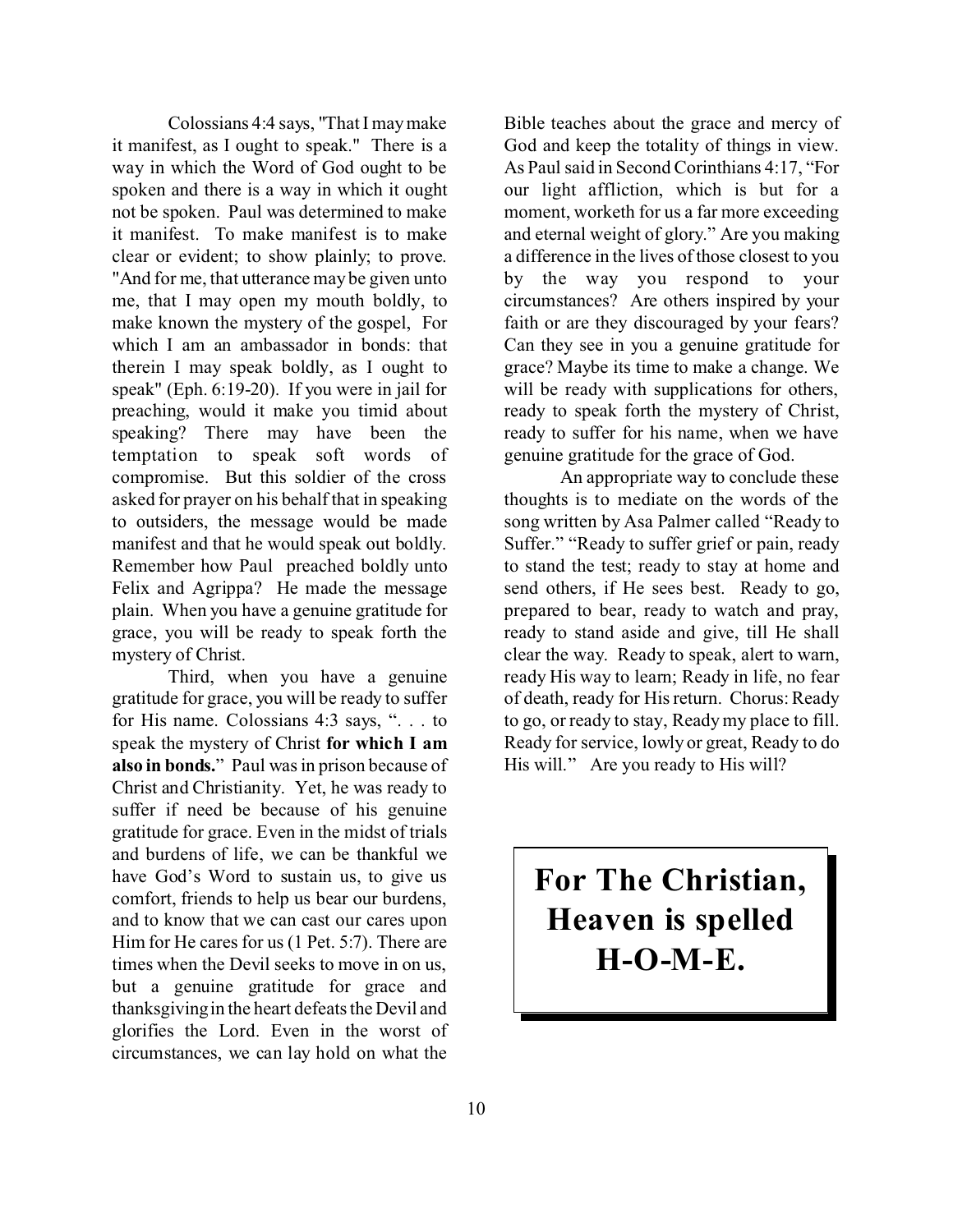Colossians 4:4 says, "That I may make it manifest, as I ought to speak." There is a way in which the Word of God ought to be spoken and there is a way in which it ought not be spoken. Paul was determined to make it manifest. To make manifest is to make clear or evident; to show plainly; to prove. "And for me, that utterance may be given unto me, that I may open my mouth boldly, to make known the mystery of the gospel, For which I am an ambassador in bonds: that therein I may speak boldly, as I ought to speak" (Eph. 6:19-20). If you were in jail for preaching, would it make you timid about speaking? There may have been the temptation to speak soft words of compromise. But this soldier of the cross asked for prayer on his behalf that in speaking to outsiders, the message would be made manifest and that he would speak out boldly. Remember how Paul preached boldly unto Felix and Agrippa? He made the message plain. When you have a genuine gratitude for grace, you will be ready to speak forth the mystery of Christ.

Third, when you have a genuine gratitude for grace, you will be ready to suffer for His name. Colossians 4:3 says, ". . . to speak the mystery of Christ **for which I am also in bonds.**" Paul was in prison because of Christ and Christianity. Yet, he was ready to suffer if need be because of his genuine gratitude for grace. Even in the midst of trials and burdens of life, we can be thankful we have God's Word to sustain us, to give us comfort, friends to help us bear our burdens, and to know that we can cast our cares upon Him for He cares for us (1 Pet. 5:7). There are times when the Devil seeks to move in on us, but a genuine gratitude for grace and thanksgiving in the heart defeats the Devil and glorifies the Lord. Even in the worst of circumstances, we can lay hold on what the Bible teaches about the grace and mercy of God and keep the totality of things in view. As Paul said in Second Corinthians 4:17, "For our light affliction, which is but for a moment, worketh for us a far more exceeding and eternal weight of glory." Are you making a difference in the lives of those closest to you by the way you respond to your circumstances? Are others inspired by your faith or are they discouraged by your fears? Can they see in you a genuine gratitude for grace? Maybe its time to make a change. We will be ready with supplications for others, ready to speak forth the mystery of Christ, ready to suffer for his name, when we have genuine gratitude for the grace of God.

An appropriate way to conclude these thoughts is to mediate on the words of the song written by Asa Palmer called "Ready to Suffer." "Ready to suffer grief or pain, ready to stand the test; ready to stay at home and send others, if He sees best. Ready to go, prepared to bear, ready to watch and pray, ready to stand aside and give, till He shall clear the way. Ready to speak, alert to warn, ready His way to learn; Ready in life, no fear of death, ready for His return. Chorus: Ready to go, or ready to stay, Ready my place to fill. Ready for service, lowly or great, Ready to do His will." Are you ready to His will?

**For The Christian, Heaven is spelled H-O-M-E.**